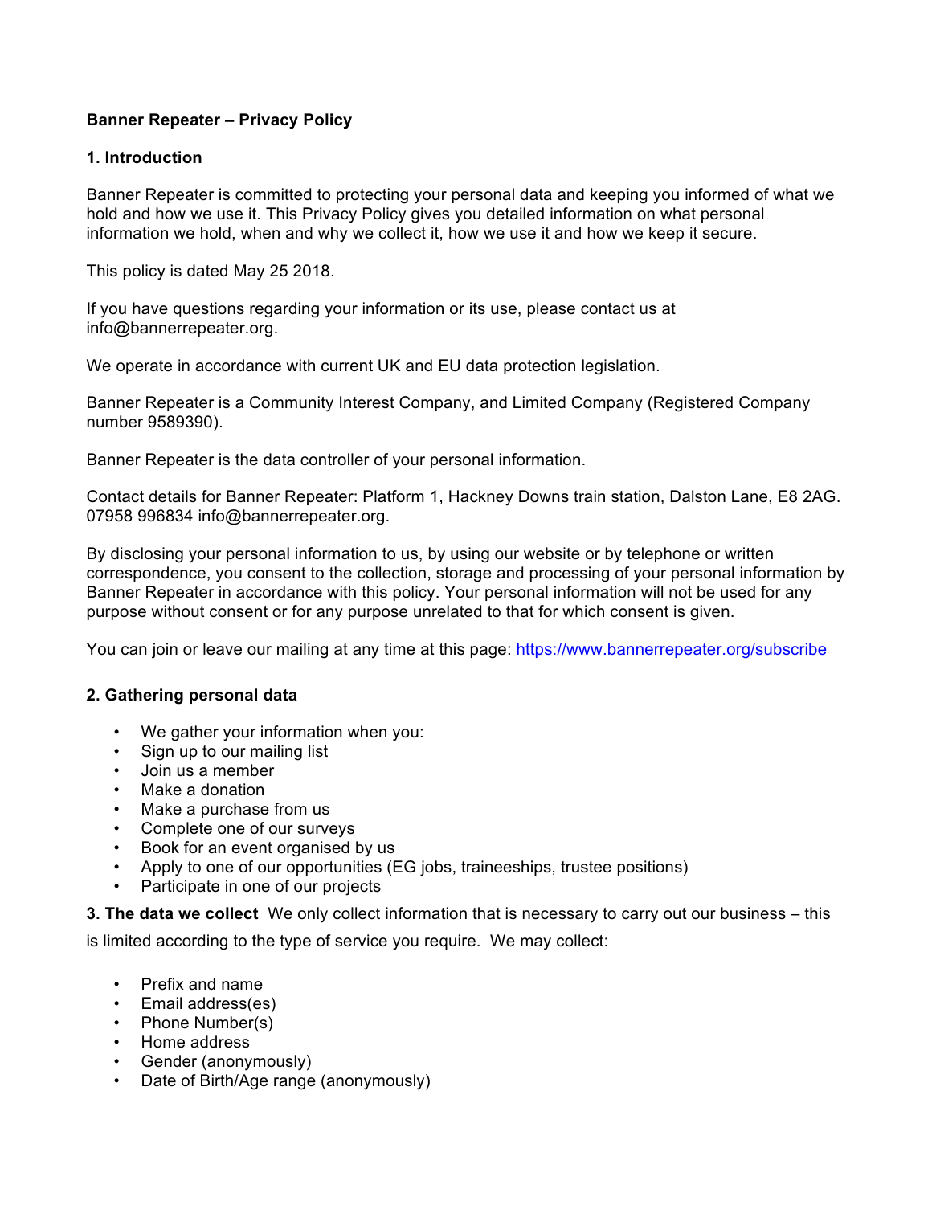**Banner Repeater – Privacy Policy**

## 1. Introduction

Banner Repeater is committed to protecting your personal data and keeping you informed of what we hold and how we use it. This Privacy Policy gives you detailed information on what personal information we hold, when and why we collect it, how we use it and how we keep it secure.

This policy is dated May 25 2018.

If you have questions regarding your information or its use, please contact us at info@bannerrepeater.org.

We operate in accordance with current UK and EU data protection legislation.

Banner Repeater is a Community Interest Company, and Limited Company (Registered Company number 9589390).

Banner Repeater is the data controller of your personal information.

Contact details for Banner Repeater: Platform 1, Hackney Downs train station, Dalston Lane, E8 2AG. 07958 996834 info@bannerrepeater.org.

By disclosing your personal information to us, by using our website or by telephone or written correspondence, you consent to the collection, storage and processing of your personal information by Banner Repeater in accordance with this policy. Your personal information will not be used for any purpose without consent or for any purpose unrelated to that for which consent is given.

You can join or leave our mailing at any time at this page: https://www.bannerrepeater.org/subscribe

## 2. Gathering personal data

- We gather your information when you:
- Sign up to our mailing list
- Join us a member
- Make a donation
- Make a purchase from us
- Complete one of our surveys
- Book for an event organised by us
- Apply to one of our opportunities (EG jobs, traineeships, trustee positions)
- Participate in one of our projects

**3. The data we collect** We only collect information that is necessary to carry out our business – this is limited according to the type of service you require. We may collect:

- Prefix and name
- Email address(es)
- Phone Number(s)
- Home address
- Gender (anonymously)
- Date of Birth/Age range (anonymously)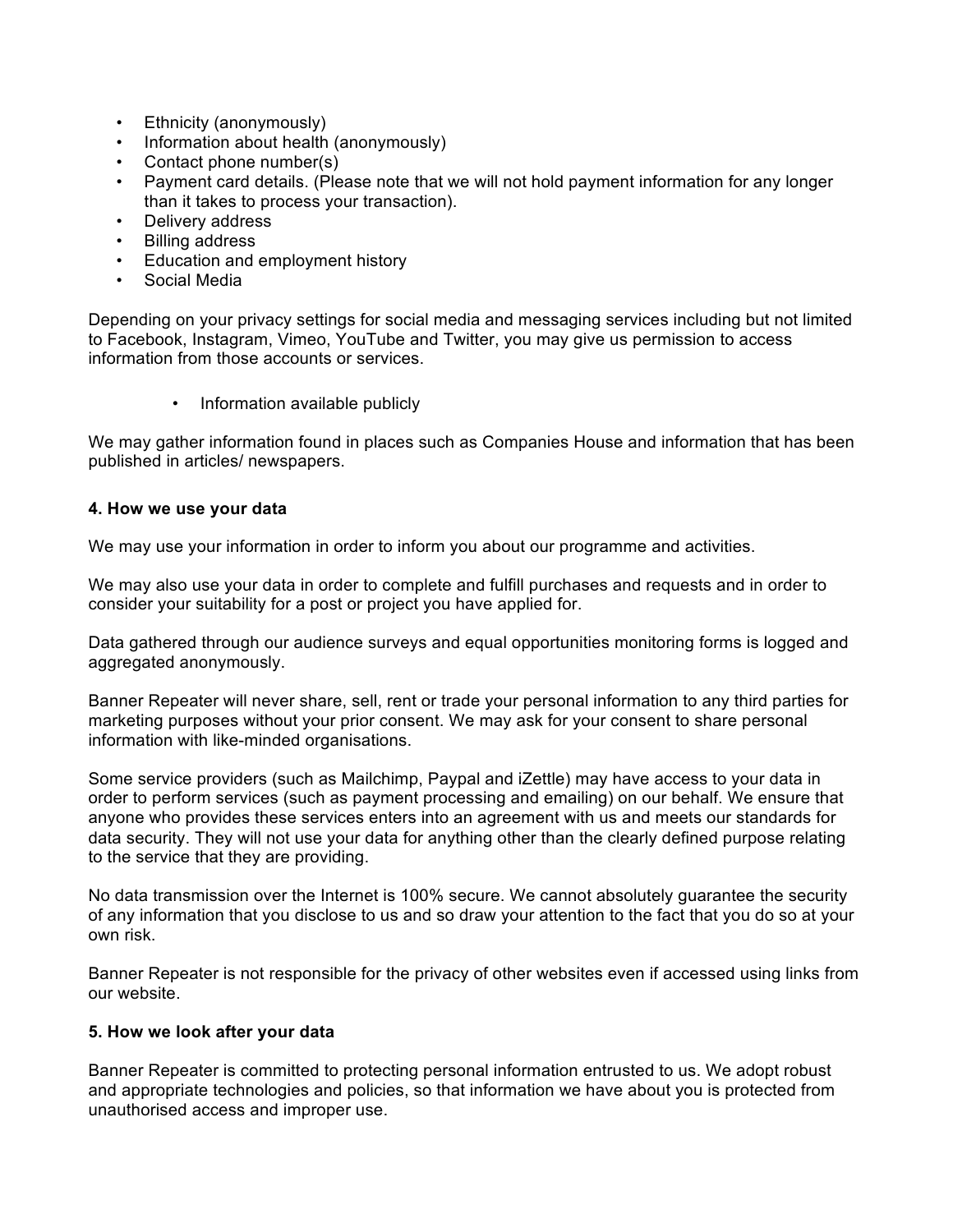- Ethnicity (anonymously)
- Information about health (anonymously)
- Contact phone number(s)
- Payment card details. (Please note that we will not hold payment information for any longer than it takes to process your transaction).
- Delivery address
- Billing address
- Education and employment history
- Social Media

Depending on your privacy settings for social media and messaging services including but not limited to Facebook, Instagram, Vimeo, YouTube and Twitter, you may give us permission to access information from those accounts or services.

- Information available publicly

We may gather information found in places such as Companies House and information that has been published in articles/ newspapers.

**4. How we use your data**

We may use your information in order to inform you about our programme and activities.

We may also use your data in order to complete and fulfill purchases and requests and in order to consider your suitability for a post or project you have applied for.

Data gathered through our audience surveys and equal opportunities monitoring forms is logged and aggregated anonymously.

Banner Repeater will never share, sell, rent or trade your personal information to any third parties for marketing purposes without your prior consent. We may ask for your consent to share personal information with like-minded organisations.

Some service providers (such as Mailchimp, Paypal and iZettle) may have access to your data in order to perform services (such as payment processing and emailing) on our behalf. We ensure that anyone who provides these services enters into an agreement with us and meets our standards for data security. They will not use your data for anything other than the clearly defined purpose relating to the service that they are providing.

No data transmission over the Internet is 100% secure. We cannot absolutely guarantee the security of any information that you disclose to us and so draw your attention to the fact that you do so at your own risk.

Banner Repeater is not responsible for the privacy of other websites even if accessed using links from our website.

**5. How we look after your data**

Banner Repeater is committed to protecting personal information entrusted to us. We adopt robust and appropriate technologies and policies, so that information we have about you is protected from unauthorised access and improper use.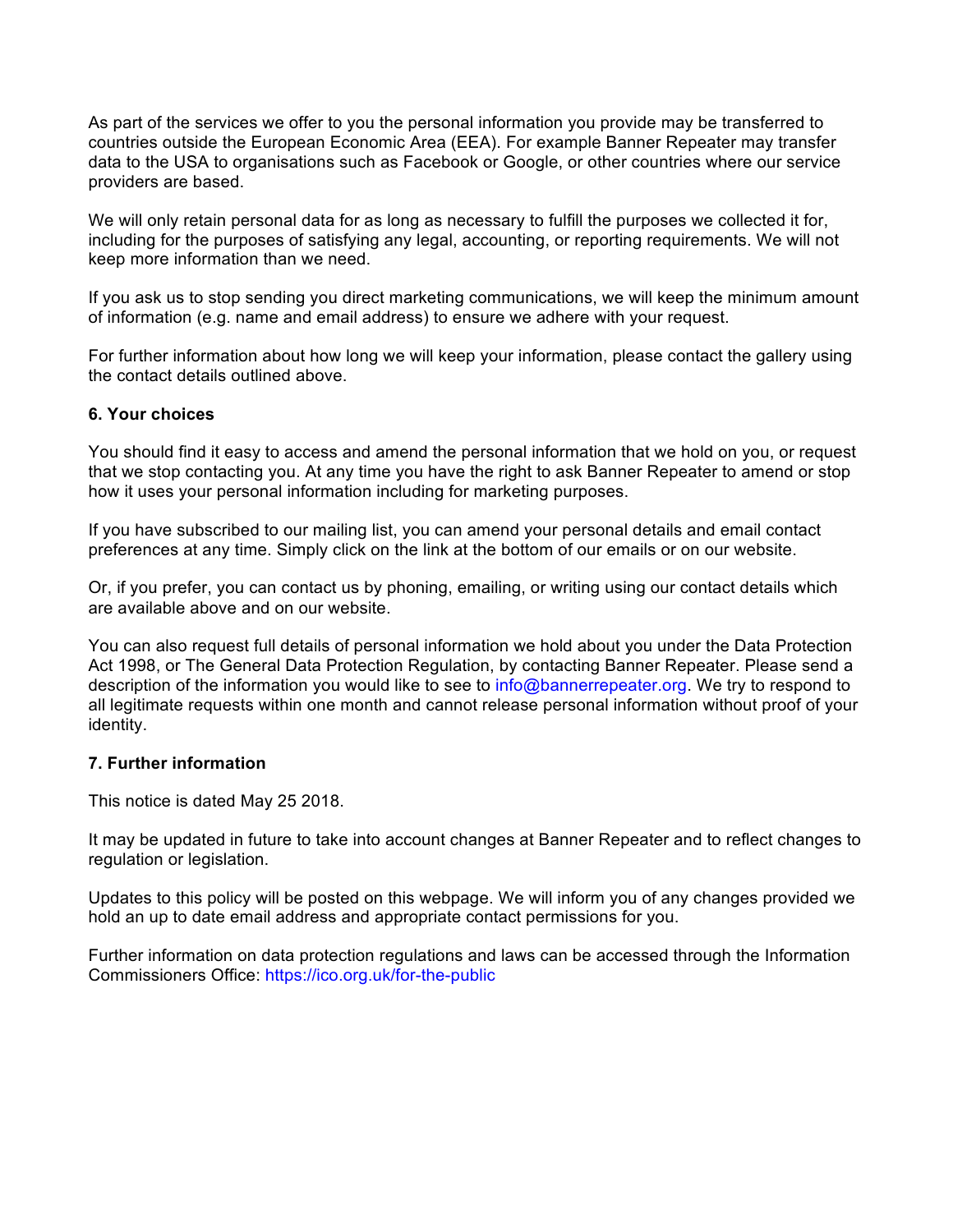As part of the services we offer to you the personal information you provide may be transferred to countries outside the European Economic Area (EEA). For example Banner Repeater may transfer data to the USA to organisations such as Facebook or Google, or other countries where our service providers are based.

We will only retain personal data for as long as necessary to fulfill the purposes we collected it for, including for the purposes of satisfying any legal, accounting, or reporting requirements. We will not keep more information than we need.

If you ask us to stop sending you direct marketing communications, we will keep the minimum amount of information (e.g. name and email address) to ensure we adhere with your request.

For further information about how long we will keep your information, please contact the gallery using the contact details outlined above.

**6. Your choices**

You should find it easy to access and amend the personal information that we hold on you, or request that we stop contacting you. At any time you have the right to ask Banner Repeater to amend or stop how it uses your personal information including for marketing purposes.

If you have subscribed to our mailing list, you can amend your personal details and email contact preferences at any time. Simply click on the link at the bottom of our emails or on our website.

Or, if you prefer, you can contact us by phoning, emailing, or writing using our contact details which are available above and on our website.

You can also request full details of personal information we hold about you under the Data Protection Act 1998, or The General Data Protection Regulation, by contacting Banner Repeater. Please send a description of the information you would like to see to info@bannerrepeater.org. We try to respond to all legitimate requests within one month and cannot release personal information without proof of your identity.

**7. Further information**

This notice is dated May 25 2018.

It may be updated in future to take into account changes at Banner Repeater and to reflect changes to regulation or legislation.

Updates to this policy will be posted on this webpage. We will inform you of any changes provided we hold an up to date email address and appropriate contact permissions for you.

Further information on data protection regulations and laws can be accessed through the Information Commissioners Office: https://ico.org.uk/for-the-public